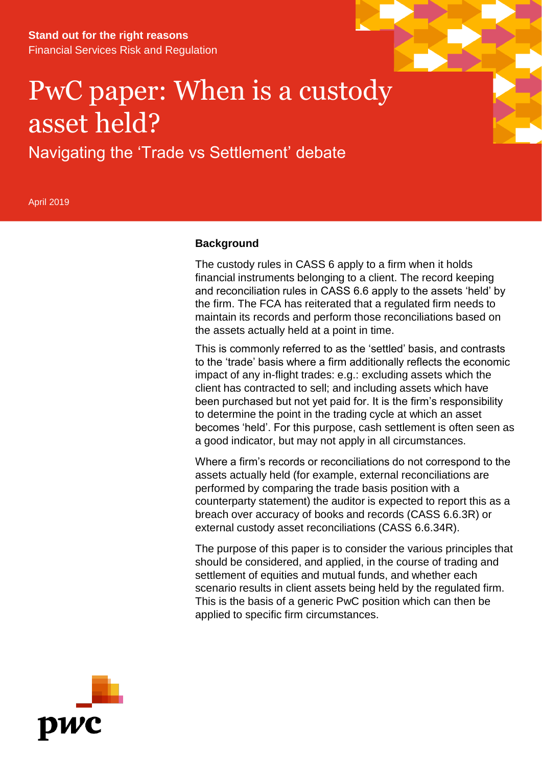**Stand out for the right reasons**
Financial Services Risk and Regulation

# PwC paper: When is a custody asset held?

## Navigating the 'Trade vs Settlement' debate

April 2019

### Background

The custody rules in CASS 6 apply to a firm when it holds financial instruments belonging to a client. The record keeping and reconciliation rules in CASS 6.6 apply to the assets 'held' by the firm. The FCA has reiterated that a regulated firm needs to maintain its records and perform those reconciliations based on the assets actually held at a point in time.

This is commonly referred to as the 'settled' basis, and contrasts to the 'trade' basis where a firm additionally reflects the economic impact of any in-flight trades: e.g.: excluding assets which the client has contracted to sell; and including assets which have been purchased but not yet paid for. It is the firm's responsibility to determine the point in the trading cycle at which an asset becomes 'held'. For this purpose, cash settlement is often seen as a good indicator, but may not apply in all circumstances.

Where a firm's records or reconciliations do not correspond to the assets actually held (for example, external reconciliations are performed by comparing the trade basis position with a counterparty statement) the auditor is expected to report this as a breach over accuracy of books and records (CASS 6.6.3R) or external custody asset reconciliations (CASS 6.6.34R).

The purpose of this paper is to consider the various principles that should be considered, and applied, in the course of trading and settlement of equities and mutual funds, and whether each scenario results in client assets being held by the regulated firm. This is the basis of a generic PwC position which can then be applied to specific firm circumstances.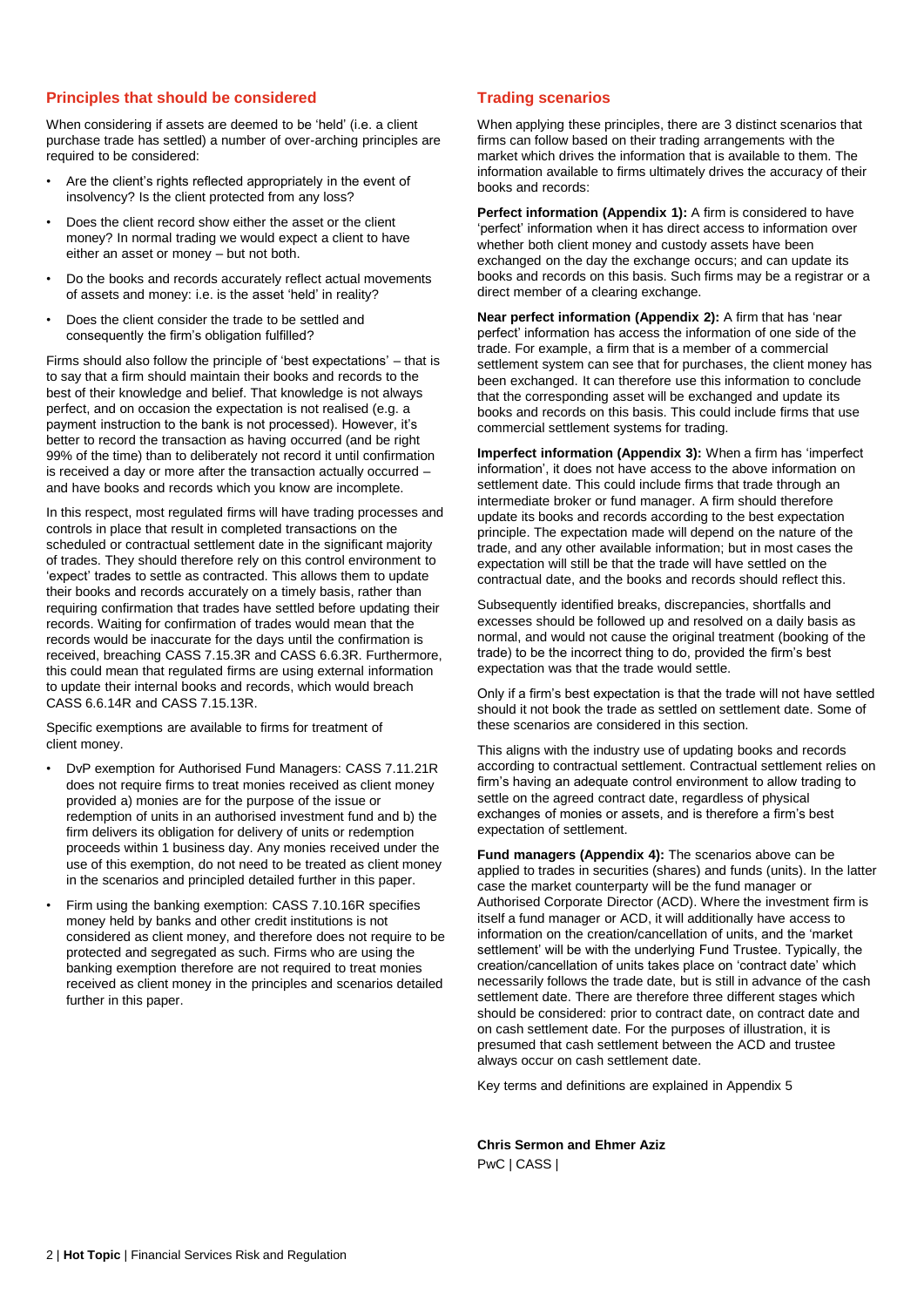## Principles that should be considered

When considering if assets are deemed to be 'held' (i.e. a client purchase trade has settled) a number of over-arching principles are required to be considered:

- Are the client's rights reflected appropriately in the event of insolvency? Is the client protected from any loss?
- Does the client record show either the asset or the client money? In normal trading we would expect a client to have either an asset or money – but not both.
- Do the books and records accurately reflect actual movements of assets and money: i.e. is the asset 'held' in reality?
- Does the client consider the trade to be settled and consequently the firm's obligation fulfilled?

Firms should also follow the principle of 'best expectations' – that is to say that a firm should maintain their books and records to the best of their knowledge and belief. That knowledge is not always perfect, and on occasion the expectation is not realised (e.g. a payment instruction to the bank is not processed). However, it's better to record the transaction as having occurred (and be right 99% of the time) than to deliberately not record it until confirmation is received a day or more after the transaction actually occurred – and have books and records which you know are incomplete.

In this respect, most regulated firms will have trading processes and controls in place that result in completed transactions on the scheduled or contractual settlement date in the significant majority of trades. They should therefore rely on this control environment to 'expect' trades to settle as contracted. This allows them to update their books and records accurately on a timely basis, rather than requiring confirmation that trades have settled before updating their records. Waiting for confirmation of trades would mean that the records would be inaccurate for the days until the confirmation is received, breaching CASS 7.15.3R and CASS 6.6.3R. Furthermore, this could mean that regulated firms are using external information to update their internal books and records, which would breach CASS 6.6.14R and CASS 7.15.13R.

Specific exemptions are available to firms for treatment of client money.

- DvP exemption for Authorised Fund Managers: CASS 7.11.21R does not require firms to treat monies received as client money provided a) monies are for the purpose of the issue or redemption of units in an authorised investment fund and b) the firm delivers its obligation for delivery of units or redemption proceeds within 1 business day. Any monies received under the use of this exemption, do not need to be treated as client money in the scenarios and principled detailed further in this paper.
- Firm using the banking exemption: CASS 7.10.16R specifies money held by banks and other credit institutions is not considered as client money, and therefore does not require to be protected and segregated as such. Firms who are using the banking exemption therefore are not required to treat monies received as client money in the principles and scenarios detailed further in this paper.

## Trading scenarios

When applying these principles, there are 3 distinct scenarios that firms can follow based on their trading arrangements with the market which drives the information that is available to them. The information available to firms ultimately drives the accuracy of their books and records:

**Perfect information (Appendix 1):** A firm is considered to have 'perfect' information when it has direct access to information over whether both client money and custody assets have been exchanged on the day the exchange occurs; and can update its books and records on this basis. Such firms may be a registrar or a direct member of a clearing exchange.

**Near perfect information (Appendix 2):** A firm that has 'near perfect' information has access the information of one side of the trade. For example, a firm that is a member of a commercial settlement system can see that for purchases, the client money has been exchanged. It can therefore use this information to conclude that the corresponding asset will be exchanged and update its books and records on this basis. This could include firms that use commercial settlement systems for trading.

**Imperfect information (Appendix 3):** When a firm has 'imperfect information', it does not have access to the above information on settlement date. This could include firms that trade through an intermediate broker or fund manager. A firm should therefore update its books and records according to the best expectation principle. The expectation made will depend on the nature of the trade, and any other available information; but in most cases the expectation will still be that the trade will have settled on the contractual date, and the books and records should reflect this.

Subsequently identified breaks, discrepancies, shortfalls and excesses should be followed up and resolved on a daily basis as normal, and would not cause the original treatment (booking of the trade) to be the incorrect thing to do, provided the firm's best expectation was that the trade would settle.

Only if a firm's best expectation is that the trade will not have settled should it not book the trade as settled on settlement date. Some of these scenarios are considered in this section.

This aligns with the industry use of updating books and records according to contractual settlement. Contractual settlement relies on firm's having an adequate control environment to allow trading to settle on the agreed contract date, regardless of physical exchanges of monies or assets, and is therefore a firm's best expectation of settlement.

**Fund managers (Appendix 4):** The scenarios above can be applied to trades in securities (shares) and funds (units). In the latter case the market counterparty will be the fund manager or Authorised Corporate Director (ACD). Where the investment firm is itself a fund manager or ACD, it will additionally have access to information on the creation/cancellation of units, and the 'market settlement' will be with the underlying Fund Trustee. Typically, the creation/cancellation of units takes place on 'contract date' which necessarily follows the trade date, but is still in advance of the cash settlement date. There are therefore three different stages which should be considered: prior to contract date, on contract date and on cash settlement date. For the purposes of illustration, it is presumed that cash settlement between the ACD and trustee always occur on cash settlement date.

Key terms and definitions are explained in Appendix 5

**Chris Sermon and Ehmer Aziz**
PwC | CASS |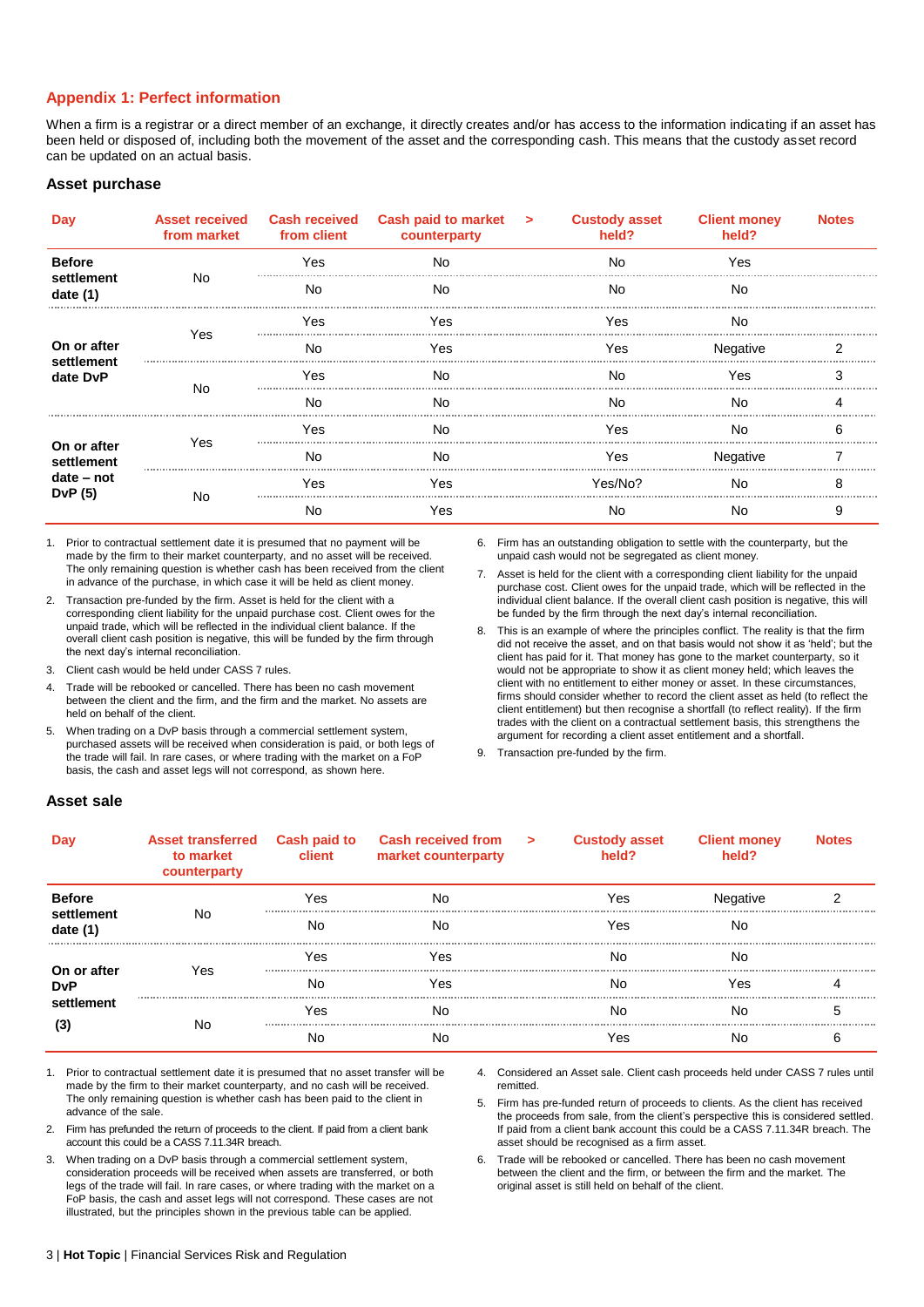## Appendix 1: Perfect information

When a firm is a registrar or a direct member of an exchange, it directly creates and/or has access to the information indicating if an asset has been held or disposed of, including both the movement of the asset and the corresponding cash. This means that the custody asset record can be updated on an actual basis.

### Asset purchase

| Day | Asset received from market | Cash received from client | Cash paid to market counterparty | > | Custody asset held? | Client money held? | Notes |
|---|---|---|---|---|---|---|---|
| Before settlement date (1) | No | Yes | No | | No | Yes | |
| | | No | No | | No | No | |
| On or after settlement date DvP | Yes | Yes | Yes | | Yes | No | |
| | | No | Yes | | Yes | Negative | 2 |
| | No | Yes | No | | No | Yes | 3 |
| | | No | No | | No | No | 4 |
| On or after settlement date – not DvP (5) | Yes | Yes | No | | Yes | No | 6 |
| | | No | No | | Yes | Negative | 7 |
| | No | Yes | Yes | | Yes/No? | No | 8 |
| | | No | Yes | | No | No | 9 |

1. Prior to contractual settlement date it is presumed that no payment will be made by the firm to their market counterparty, and no asset will be received. The only remaining question is whether cash has been received from the client in advance of the purchase, in which case it will be held as client money.
2. Transaction pre-funded by the firm. Asset is held for the client with a corresponding client liability for the unpaid purchase cost. Client owes for the unpaid trade, which will be reflected in the individual client balance. If the overall client cash position is negative, this will be funded by the firm through the next day's internal reconciliation.
3. Client cash would be held under CASS 7 rules.
4. Trade will be rebooked or cancelled. There has been no cash movement between the client and the firm, and the firm and the market. No assets are held on behalf of the client.
5. When trading on a DvP basis through a commercial settlement system, purchased assets will be received when consideration is paid, or both legs of the trade will fail. In rare cases, or where trading with the market on a FoP basis, the cash and asset legs will not correspond, as shown here.
6. Firm has an outstanding obligation to settle with the counterparty, but the unpaid cash would not be segregated as client money.
7. Asset is held for the client with a corresponding client liability for the unpaid purchase cost. Client owes for the unpaid trade, which will be reflected in the individual client balance. If the overall client cash position is negative, this will be funded by the firm through the next day's internal reconciliation.
8. This is an example of where the principles conflict. The reality is that the firm did not receive the asset, and on that basis would not show it as 'held'; but the client has paid for it. That money has gone to the market counterparty, so it would not be appropriate to show it as client money held; which leaves the client with no entitlement to either money or asset. In these circumstances, firms should consider whether to record the client asset as held (to reflect the client entitlement) but then recognise a shortfall (to reflect reality). If the firm trades with the client on a contractual settlement basis, this strengthens the argument for recording a client asset entitlement and a shortfall.
9. Transaction pre-funded by the firm.

### Asset sale

| Day | Asset transferred to market counterparty | Cash paid to client | Cash received from market counterparty | > | Custody asset held? | Client money held? | Notes |
|---|---|---|---|---|---|---|---|
| Before settlement date (1) | No | Yes | No | | Yes | Negative | 2 |
| | | No | No | | Yes | No | |
| On or after DvP settlement (3) | Yes | Yes | Yes | | No | No | |
| | | No | Yes | | No | Yes | 4 |
| | No | Yes | No | | No | No | 5 |
| | | No | No | | Yes | No | 6 |

1. Prior to contractual settlement date it is presumed that no asset transfer will be made by the firm to their market counterparty, and no cash will be received. The only remaining question is whether cash has been paid to the client in advance of the sale.
2. Firm has prefunded the return of proceeds to the client. If paid from a client bank account this could be a CASS 7.11.34R breach.
3. When trading on a DvP basis through a commercial settlement system, consideration proceeds will be received when assets are transferred, or both legs of the trade will fail. In rare cases, or where trading with the market on a FoP basis, the cash and asset legs will not correspond. These cases are not illustrated, but the principles shown in the previous table can be applied.
4. Considered an Asset sale. Client cash proceeds held under CASS 7 rules until remitted.
5. Firm has pre-funded return of proceeds to clients. As the client has received the proceeds from sale, from the client's perspective this is considered settled. If paid from a client bank account this could be a CASS 7.11.34R breach. The asset should be recognised as a firm asset.
6. Trade will be rebooked or cancelled. There has been no cash movement between the client and the firm, or between the firm and the market. The original asset is still held on behalf of the client.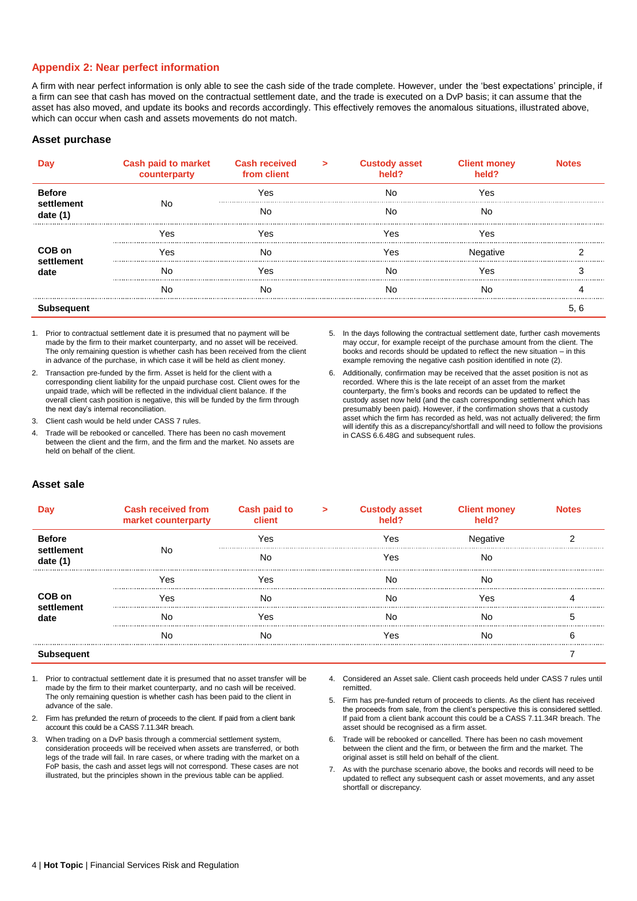## Appendix 2: Near perfect information

A firm with near perfect information is only able to see the cash side of the trade complete. However, under the 'best expectations' principle, if a firm can see that cash has moved on the contractual settlement date, and the trade is executed on a DvP basis; it can assume that the asset has also moved, and update its books and records accordingly. This effectively removes the anomalous situations, illustrated above, which can occur when cash and assets movements do not match.

### Asset purchase

| Day | Cash paid to market counterparty | Cash received from client | > | Custody asset held? | Client money held? | Notes |
|---|---|---|---|---|---|---|
| Before settlement date (1) | No | Yes | | No | Yes | |
| | | No | | No | No | |
| COB on settlement date | Yes | Yes | | Yes | Yes | |
| | Yes | No | | Yes | Negative | 2 |
| | No | Yes | | No | Yes | 3 |
| | No | No | | No | No | 4 |
| Subsequent | | | | | | 5, 6 |

1. Prior to contractual settlement date it is presumed that no payment will be made by the firm to their market counterparty, and no asset will be received. The only remaining question is whether cash has been received from the client in advance of the purchase, in which case it will be held as client money.
2. Transaction pre-funded by the firm. Asset is held for the client with a corresponding client liability for the unpaid purchase cost. Client owes for the unpaid trade, which will be reflected in the individual client balance. If the overall client cash position is negative, this will be funded by the firm through the next day's internal reconciliation.
3. Client cash would be held under CASS 7 rules.
4. Trade will be rebooked or cancelled. There has been no cash movement between the client and the firm, and the firm and the market. No assets are held on behalf of the client.
5. In the days following the contractual settlement date, further cash movements may occur, for example receipt of the purchase amount from the client. The books and records should be updated to reflect the new situation – in this example removing the negative cash position identified in note (2).
6. Additionally, confirmation may be received that the asset position is not as recorded. Where this is the late receipt of an asset from the market counterparty, the firm's books and records can be updated to reflect the custody asset now held (and the cash corresponding settlement which has presumably been paid). However, if the confirmation shows that a custody asset which the firm has recorded as held, was not actually delivered; the firm will identify this as a discrepancy/shortfall and will need to follow the provisions in CASS 6.6.48G and subsequent rules.

### Asset sale

| Day | Cash received from market counterparty | Cash paid to client | > | Custody asset held? | Client money held? | Notes |
|---|---|---|---|---|---|---|
| Before settlement date (1) | No | Yes | | Yes | Negative | 2 |
| | | No | | Yes | No | |
| COB on settlement date | Yes | Yes | | No | No | |
| | Yes | No | | No | Yes | 4 |
| | No | Yes | | No | No | 5 |
| | No | No | | Yes | No | 6 |
| Subsequent | | | | | | 7 |

1. Prior to contractual settlement date it is presumed that no asset transfer will be made by the firm to their market counterparty, and no cash will be received. The only remaining question is whether cash has been paid to the client in advance of the sale.
2. Firm has prefunded the return of proceeds to the client. If paid from a client bank account this could be a CASS 7.11.34R breach.
3. When trading on a DvP basis through a commercial settlement system, consideration proceeds will be received when assets are transferred, or both legs of the trade will fail. In rare cases, or where trading with the market on a FoP basis, the cash and asset legs will not correspond. These cases are not illustrated, but the principles shown in the previous table can be applied.
4. Considered an Asset sale. Client cash proceeds held under CASS 7 rules until remitted.
5. Firm has pre-funded return of proceeds to clients. As the client has received the proceeds from sale, from the client's perspective this is considered settled. If paid from a client bank account this could be a CASS 7.11.34R breach. The asset should be recognised as a firm asset.
6. Trade will be rebooked or cancelled. There has been no cash movement between the client and the firm, or between the firm and the market. The original asset is still held on behalf of the client.
7. As with the purchase scenario above, the books and records will need to be updated to reflect any subsequent cash or asset movements, and any asset shortfall or discrepancy.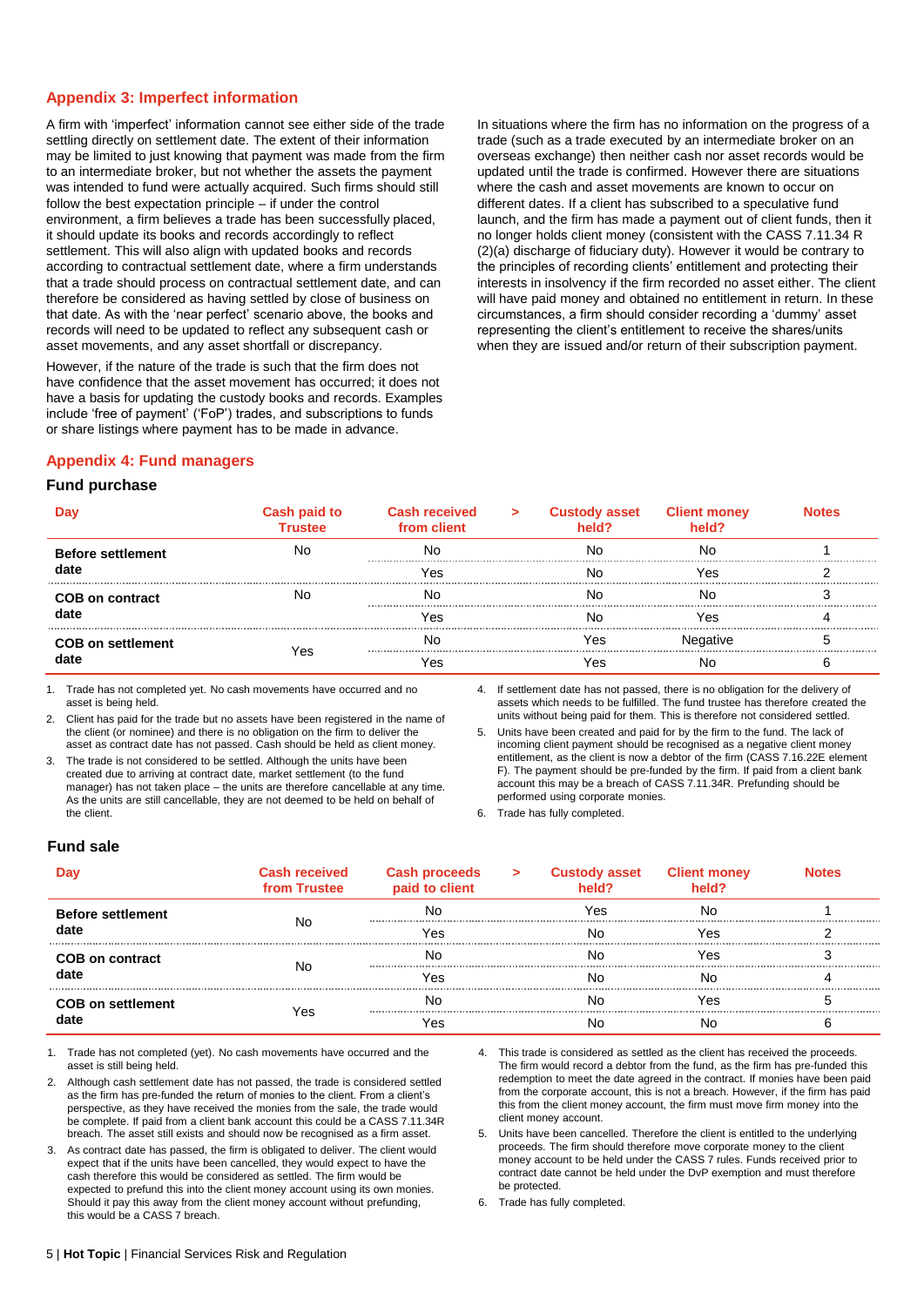## Appendix 3: Imperfect information

A firm with 'imperfect' information cannot see either side of the trade settling directly on settlement date. The extent of their information may be limited to just knowing that payment was made from the firm to an intermediate broker, but not whether the assets the payment was intended to fund were actually acquired. Such firms should still follow the best expectation principle – if under the control environment, a firm believes a trade has been successfully placed, it should update its books and records accordingly to reflect settlement. This will also align with updated books and records according to contractual settlement date, where a firm understands that a trade should process on contractual settlement date, and can therefore be considered as having settled by close of business on that date. As with the 'near perfect' scenario above, the books and records will need to be updated to reflect any subsequent cash or asset movements, and any asset shortfall or discrepancy.

However, if the nature of the trade is such that the firm does not have confidence that the asset movement has occurred; it does not have a basis for updating the custody books and records. Examples include 'free of payment' ('FoP') trades, and subscriptions to funds or share listings where payment has to be made in advance.

In situations where the firm has no information on the progress of a trade (such as a trade executed by an intermediate broker on an overseas exchange) then neither cash nor asset records would be updated until the trade is confirmed. However there are situations where the cash and asset movements are known to occur on different dates. If a client has subscribed to a speculative fund launch, and the firm has made a payment out of client funds, then it no longer holds client money (consistent with the CASS 7.11.34 R (2)(a) discharge of fiduciary duty). However it would be contrary to the principles of recording clients' entitlement and protecting their interests in insolvency if the firm recorded no asset either. The client will have paid money and obtained no entitlement in return. In these circumstances, a firm should consider recording a 'dummy' asset representing the client's entitlement to receive the shares/units when they are issued and/or return of their subscription payment.

## Appendix 4: Fund managers

### Fund purchase

| Day | Cash paid to Trustee | Cash received from client | > | Custody asset held? | Client money held? | Notes |
|---|---|---|---|---|---|---|
| Before settlement date | No | No | | No | No | 1 |
| | | Yes | | No | Yes | 2 |
| COB on contract date | No | No | | No | No | 3 |
| | | Yes | | No | Yes | 4 |
| COB on settlement date | Yes | No | | Yes | Negative | 5 |
| | | Yes | | Yes | No | 6 |

1. Trade has not completed yet. No cash movements have occurred and no asset is being held.
2. Client has paid for the trade but no assets have been registered in the name of the client (or nominee) and there is no obligation on the firm to deliver the asset as contract date has not passed. Cash should be held as client money.
3. The trade is not considered to be settled. Although the units have been created due to arriving at contract date, market settlement (to the fund manager) has not taken place – the units are therefore cancellable at any time. As the units are still cancellable, they are not deemed to be held on behalf of the client.
4. If settlement date has not passed, there is no obligation for the delivery of assets which needs to be fulfilled. The fund trustee has therefore created the units without being paid for them. This is therefore not considered settled.
5. Units have been created and paid for by the firm to the fund. The lack of incoming client payment should be recognised as a negative client money entitlement, as the client is now a debtor of the firm (CASS 7.16.22E element F). The payment should be pre-funded by the firm. If paid from a client bank account this may be a breach of CASS 7.11.34R. Prefunding should be performed using corporate monies.
6. Trade has fully completed.

### Fund sale

| Day | Cash received from Trustee | Cash proceeds paid to client | > | Custody asset held? | Client money held? | Notes |
|---|---|---|---|---|---|---|
| Before settlement date | No | No | | Yes | No | 1 |
| | | Yes | | No | Yes | 2 |
| COB on contract date | No | No | | No | Yes | 3 |
| | | Yes | | No | No | 4 |
| COB on settlement date | Yes | No | | No | Yes | 5 |
| | | Yes | | No | No | 6 |

1. Trade has not completed (yet). No cash movements have occurred and the asset is still being held.
2. Although cash settlement date has not passed, the trade is considered settled as the firm has pre-funded the return of monies to the client. From a client's perspective, as they have received the monies from the sale, the trade would be complete. If paid from a client bank account this could be a CASS 7.11.34R breach. The asset still exists and should now be recognised as a firm asset.
3. As contract date has passed, the firm is obligated to deliver. The client would expect that if the units have been cancelled, they would expect to have the cash therefore this would be considered as settled. The firm would be expected to prefund this into the client money account using its own monies. Should it pay this away from the client money account without prefunding, this would be a CASS 7 breach.
4. This trade is considered as settled as the client has received the proceeds. The firm would record a debtor from the fund, as the firm has pre-funded this redemption to meet the date agreed in the contract. If monies have been paid from the corporate account, this is not a breach. However, if the firm has paid this from the client money account, the firm must move firm money into the client money account.
5. Units have been cancelled. Therefore the client is entitled to the underlying proceeds. The firm should therefore move corporate money to the client money account to be held under the CASS 7 rules. Funds received prior to contract date cannot be held under the DvP exemption and must therefore be protected.
6. Trade has fully completed.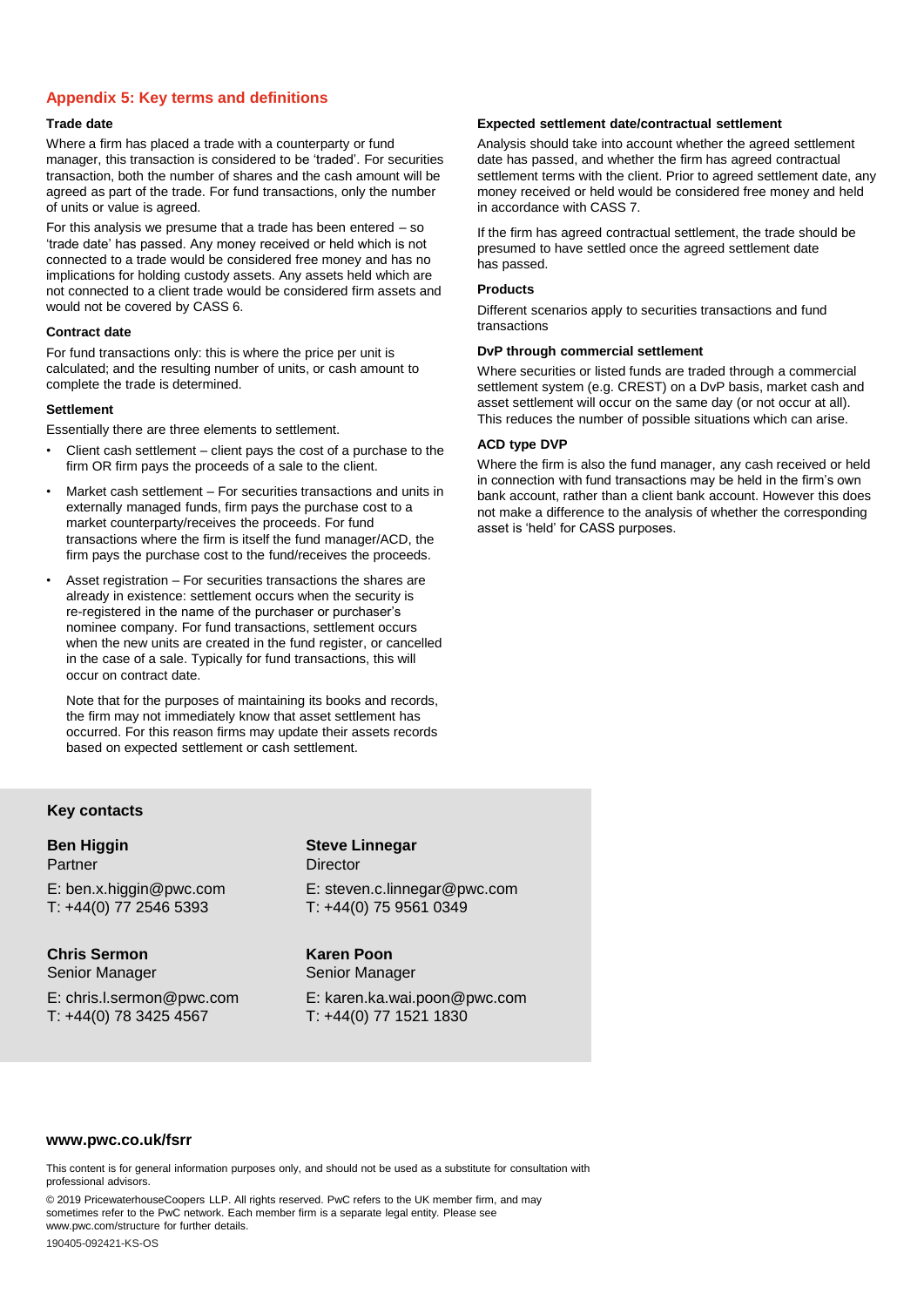## Appendix 5: Key terms and definitions

### Trade date

Where a firm has placed a trade with a counterparty or fund manager, this transaction is considered to be 'traded'. For securities transaction, both the number of shares and the cash amount will be agreed as part of the trade. For fund transactions, only the number of units or value is agreed.

For this analysis we presume that a trade has been entered – so 'trade date' has passed. Any money received or held which is not connected to a trade would be considered free money and has no implications for holding custody assets. Any assets held which are not connected to a client trade would be considered firm assets and would not be covered by CASS 6.

### Contract date

For fund transactions only: this is where the price per unit is calculated; and the resulting number of units, or cash amount to complete the trade is determined.

### Settlement

Essentially there are three elements to settlement.

- Client cash settlement – client pays the cost of a purchase to the firm OR firm pays the proceeds of a sale to the client.
- Market cash settlement – For securities transactions and units in externally managed funds, firm pays the purchase cost to a market counterparty/receives the proceeds. For fund transactions where the firm is itself the fund manager/ACD, the firm pays the purchase cost to the fund/receives the proceeds.
- Asset registration – For securities transactions the shares are already in existence: settlement occurs when the security is re-registered in the name of the purchaser or purchaser's nominee company. For fund transactions, settlement occurs when the new units are created in the fund register, or cancelled in the case of a sale. Typically for fund transactions, this will occur on contract date.

  Note that for the purposes of maintaining its books and records, the firm may not immediately know that asset settlement has occurred. For this reason firms may update their assets records based on expected settlement or cash settlement.

### Expected settlement date/contractual settlement

Analysis should take into account whether the agreed settlement date has passed, and whether the firm has agreed contractual settlement terms with the client. Prior to agreed settlement date, any money received or held would be considered free money and held in accordance with CASS 7.

If the firm has agreed contractual settlement, the trade should be presumed to have settled once the agreed settlement date has passed.

### Products

Different scenarios apply to securities transactions and fund transactions

### DvP through commercial settlement

Where securities or listed funds are traded through a commercial settlement system (e.g. CREST) on a DvP basis, market cash and asset settlement will occur on the same day (or not occur at all). This reduces the number of possible situations which can arise.

### ACD type DVP

Where the firm is also the fund manager, any cash received or held in connection with fund transactions may be held in the firm's own bank account, rather than a client bank account. However this does not make a difference to the analysis of whether the corresponding asset is 'held' for CASS purposes.

### Key contacts

**Ben Higgin**
Partner
E: ben.x.higgin@pwc.com
T: +44(0) 77 2546 5393

**Steve Linnegar**
Director
E: steven.c.linnegar@pwc.com
T: +44(0) 75 9561 0349

**Chris Sermon**
Senior Manager
E: chris.l.sermon@pwc.com
T: +44(0) 78 3425 4567

**Karen Poon**
Senior Manager
E: karen.ka.wai.poon@pwc.com
T: +44(0) 77 1521 1830

**www.pwc.co.uk/fsrr**

This content is for general information purposes only, and should not be used as a substitute for consultation with professional advisors.

© 2019 PricewaterhouseCoopers LLP. All rights reserved. PwC refers to the UK member firm, and may sometimes refer to the PwC network. Each member firm is a separate legal entity. Please see www.pwc.com/structure for further details.

190405-092421-KS-OS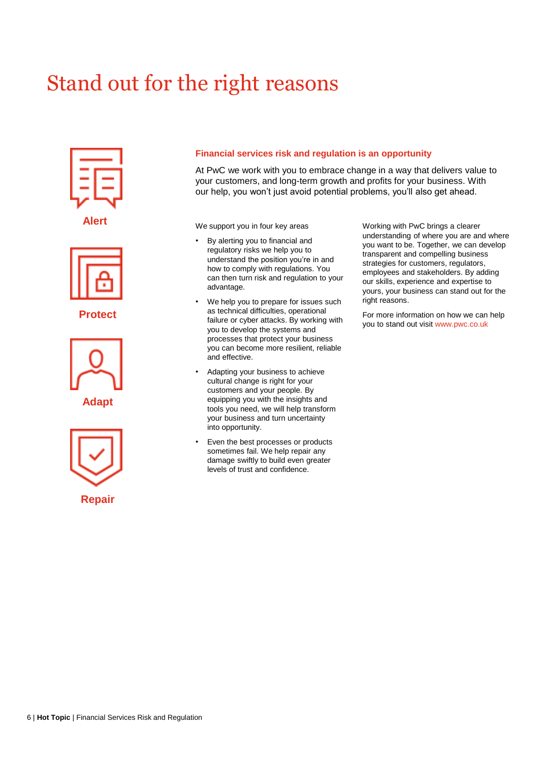# Stand out for the right reasons

Alert

Protect

Adapt

Repair

### Financial services risk and regulation is an opportunity

At PwC we work with you to embrace change in a way that delivers value to your customers, and long-term growth and profits for your business. With our help, you won't just avoid potential problems, you'll also get ahead.

We support you in four key areas

- By alerting you to financial and regulatory risks we help you to understand the position you're in and how to comply with regulations. You can then turn risk and regulation to your advantage.
- We help you to prepare for issues such as technical difficulties, operational failure or cyber attacks. By working with you to develop the systems and processes that protect your business you can become more resilient, reliable and effective.
- Adapting your business to achieve cultural change is right for your customers and your people. By equipping you with the insights and tools you need, we will help transform your business and turn uncertainty into opportunity.
- Even the best processes or products sometimes fail. We help repair any damage swiftly to build even greater levels of trust and confidence.

Working with PwC brings a clearer understanding of where you are and where you want to be. Together, we can develop transparent and compelling business strategies for customers, regulators, employees and stakeholders. By adding our skills, experience and expertise to yours, your business can stand out for the right reasons.

For more information on how we can help you to stand out visit www.pwc.co.uk